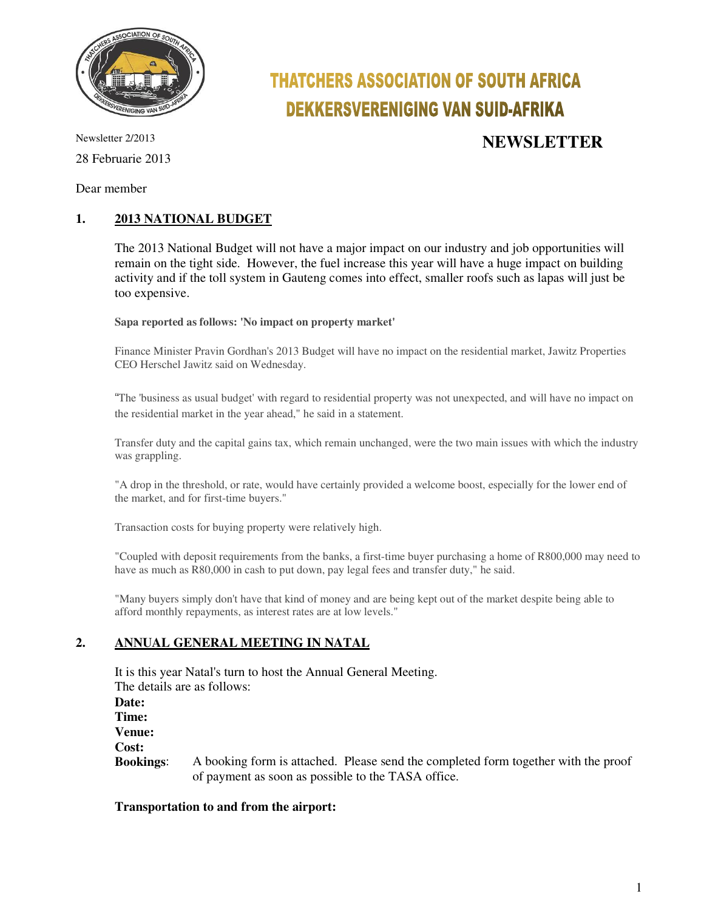# THATCHERS ASSOCIATION OF SOUTH AFRICA
# DEKKERSVERENIGING VAN SUID-AFRIKA

Newsletter 2/2013

28 Februarie 2013

## NEWSLETTER

Dear member

## 1. 2013 NATIONAL BUDGET

The 2013 National Budget will not have a major impact on our industry and job opportunities will remain on the tight side. However, the fuel increase this year will have a huge impact on building activity and if the toll system in Gauteng comes into effect, smaller roofs such as lapas will just be too expensive.

**Sapa reported as follows: 'No impact on property market'**

Finance Minister Pravin Gordhan's 2013 Budget will have no impact on the residential market, Jawitz Properties CEO Herschel Jawitz said on Wednesday.

"The 'business as usual budget' with regard to residential property was not unexpected, and will have no impact on the residential market in the year ahead," he said in a statement.

Transfer duty and the capital gains tax, which remain unchanged, were the two main issues with which the industry was grappling.

"A drop in the threshold, or rate, would have certainly provided a welcome boost, especially for the lower end of the market, and for first-time buyers."

Transaction costs for buying property were relatively high.

"Coupled with deposit requirements from the banks, a first-time buyer purchasing a home of R800,000 may need to have as much as R80,000 in cash to put down, pay legal fees and transfer duty," he said.

"Many buyers simply don't have that kind of money and are being kept out of the market despite being able to afford monthly repayments, as interest rates are at low levels."

## 2. ANNUAL GENERAL MEETING IN NATAL

It is this year Natal's turn to host the Annual General Meeting.
The details are as follows:

**Date:**

**Time:**

**Venue:**

**Cost:**

**Bookings**: A booking form is attached. Please send the completed form together with the proof of payment as soon as possible to the TASA office.

**Transportation to and from the airport:**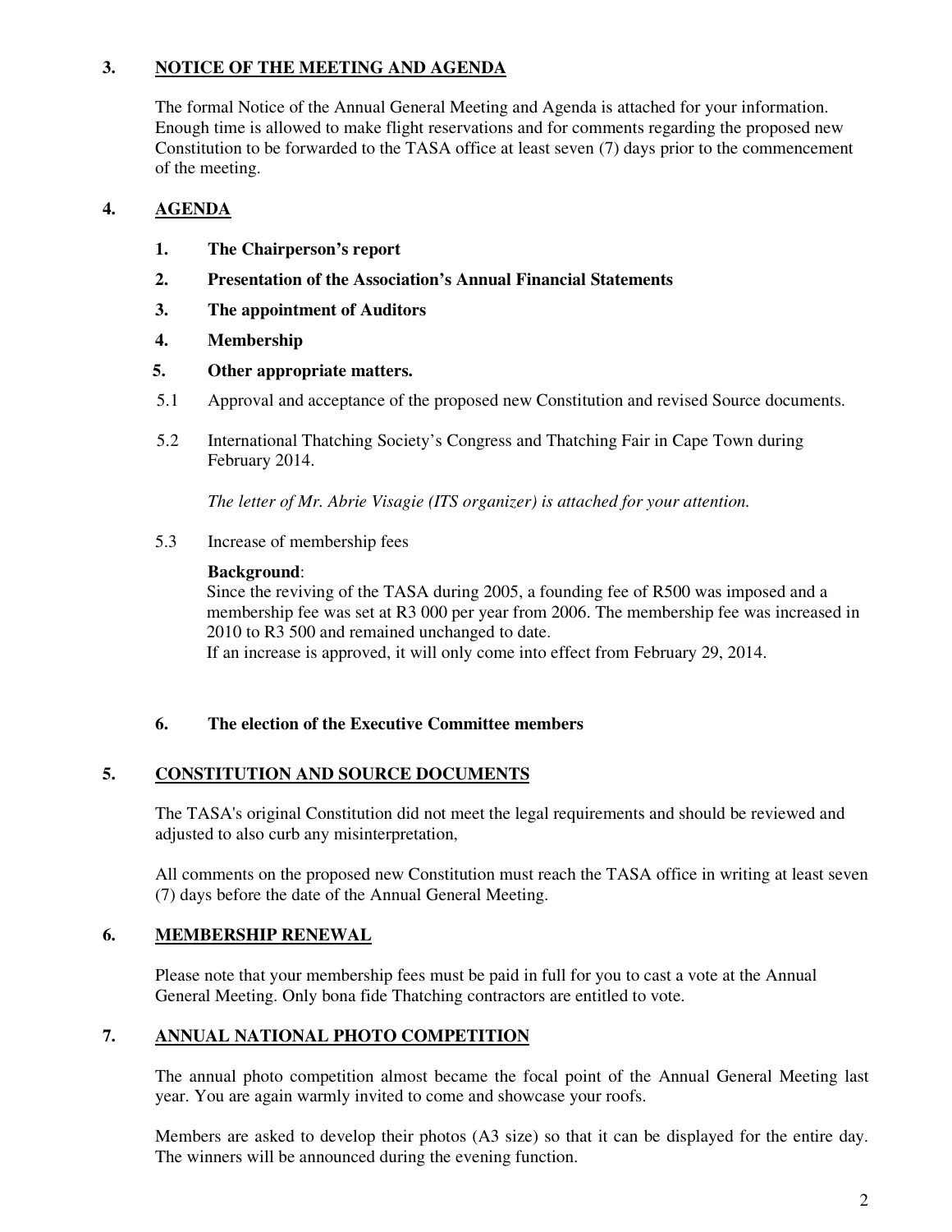## 3. NOTICE OF THE MEETING AND AGENDA

The formal Notice of the Annual General Meeting and Agenda is attached for your information. Enough time is allowed to make flight reservations and for comments regarding the proposed new Constitution to be forwarded to the TASA office at least seven (7) days prior to the commencement of the meeting.

## 4. AGENDA

1. **The Chairperson's report**
2. **Presentation of the Association's Annual Financial Statements**
3. **The appointment of Auditors**
4. **Membership**
5. **Other appropriate matters.**

5.1 Approval and acceptance of the proposed new Constitution and revised Source documents.

5.2 International Thatching Society's Congress and Thatching Fair in Cape Town during February 2014.

*The letter of Mr. Abrie Visagie (ITS organizer) is attached for your attention.*

5.3 Increase of membership fees

**Background**:
Since the reviving of the TASA during 2005, a founding fee of R500 was imposed and a membership fee was set at R3 000 per year from 2006. The membership fee was increased in 2010 to R3 500 and remained unchanged to date.
If an increase is approved, it will only come into effect from February 29, 2014.

6. **The election of the Executive Committee members**

## 5. CONSTITUTION AND SOURCE DOCUMENTS

The TASA's original Constitution did not meet the legal requirements and should be reviewed and adjusted to also curb any misinterpretation,

All comments on the proposed new Constitution must reach the TASA office in writing at least seven (7) days before the date of the Annual General Meeting.

## 6. MEMBERSHIP RENEWAL

Please note that your membership fees must be paid in full for you to cast a vote at the Annual General Meeting. Only bona fide Thatching contractors are entitled to vote.

## 7. ANNUAL NATIONAL PHOTO COMPETITION

The annual photo competition almost became the focal point of the Annual General Meeting last year. You are again warmly invited to come and showcase your roofs.

Members are asked to develop their photos (A3 size) so that it can be displayed for the entire day. The winners will be announced during the evening function.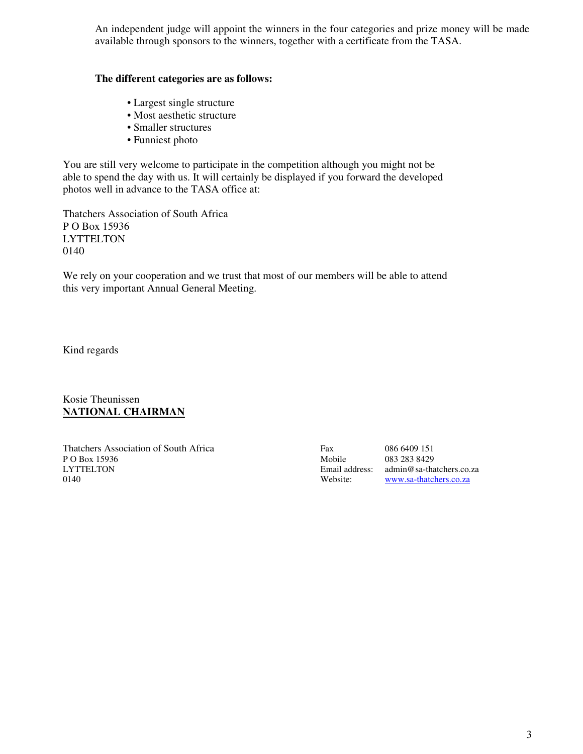An independent judge will appoint the winners in the four categories and prize money will be made available through sponsors to the winners, together with a certificate from the TASA.

**The different categories are as follows:**

- Largest single structure
- Most aesthetic structure
- Smaller structures
- Funniest photo

You are still very welcome to participate in the competition although you might not be able to spend the day with us. It will certainly be displayed if you forward the developed photos well in advance to the TASA office at:

Thatchers Association of South Africa
P O Box 15936
LYTTELTON
0140

We rely on your cooperation and we trust that most of our members will be able to attend this very important Annual General Meeting.

Kind regards

Kosie Theunissen
**NATIONAL CHAIRMAN**

Thatchers Association of South Africa
P O Box 15936
LYTTELTON
0140

Fax 086 6409 151
Mobile 083 283 8429
Email address: admin@sa-thatchers.co.za
Website: www.sa-thatchers.co.za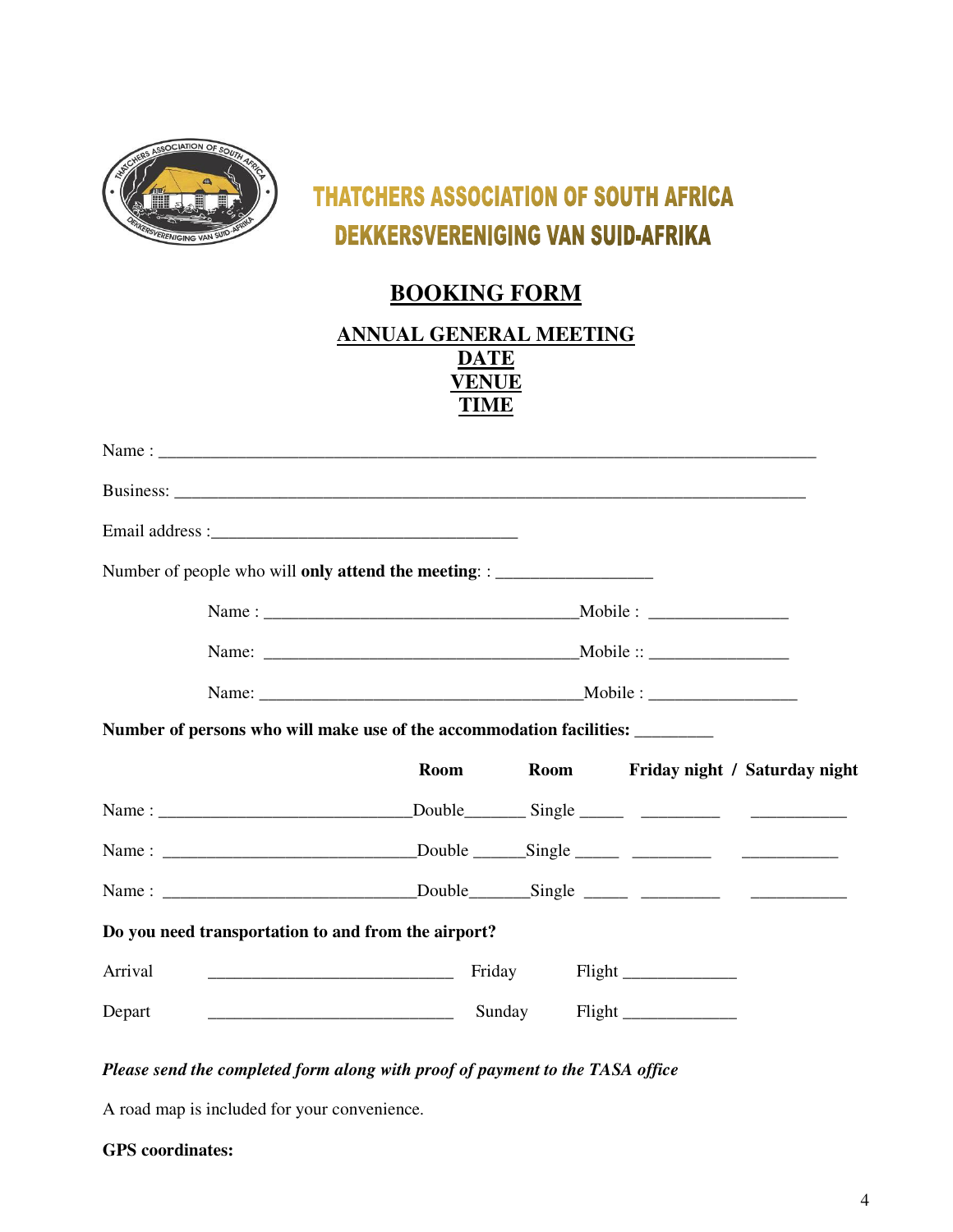# THATCHERS ASSOCIATION OF SOUTH AFRICA
# DEKKERSVERENIGING VAN SUID-AFRIKA

## BOOKING FORM

### ANNUAL GENERAL MEETING
### DATE
### VENUE
### TIME

Name : ___________________________________________________________________________

Business: ________________________________________________________________________

Email address :___________________________________

Number of people who will **only attend the meeting**: : _________________

Name : __________________________________Mobile : _______________

Name: __________________________________Mobile :: _______________

Name: ___________________________________Mobile : ________________

**Number of persons who will make use of the accommodation facilities:** ________

| | Room | Room | Friday night | Saturday night |
|---|---|---|---|---|
| Name : ____________________________ | Double_______ | Single _____ | _________ | ___________ |
| Name : ____________________________ | Double ______ | Single _____ | _________ | ___________ |
| Name : ____________________________ | Double_______ | Single _____ | _________ | ___________ |

**Do you need transportation to and from the airport?**

Arrival ___________________________ Friday Flight ____________

Depart ___________________________ Sunday Flight ____________

***Please send the completed form along with proof of payment to the TASA office***

A road map is included for your convenience.

**GPS coordinates:**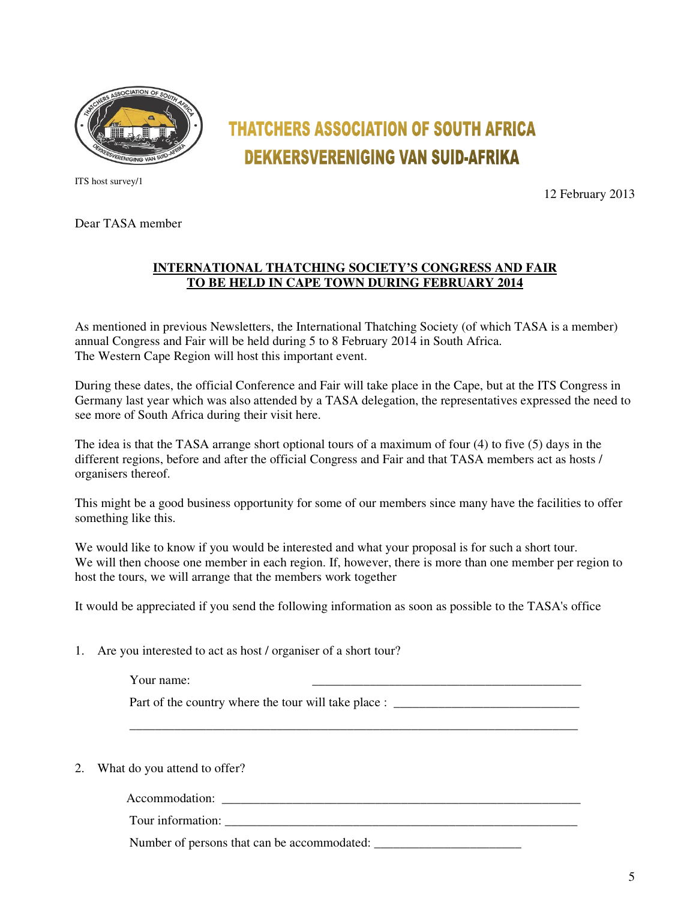# THATCHERS ASSOCIATION OF SOUTH AFRICA
# DEKKERSVERENIGING VAN SUID-AFRIKA

ITS host survey/1

12 February 2013

Dear TASA member

**INTERNATIONAL THATCHING SOCIETY'S CONGRESS AND FAIR TO BE HELD IN CAPE TOWN DURING FEBRUARY 2014**

As mentioned in previous Newsletters, the International Thatching Society (of which TASA is a member) annual Congress and Fair will be held during 5 to 8 February 2014 in South Africa.
The Western Cape Region will host this important event.

During these dates, the official Conference and Fair will take place in the Cape, but at the ITS Congress in Germany last year which was also attended by a TASA delegation, the representatives expressed the need to see more of South Africa during their visit here.

The idea is that the TASA arrange short optional tours of a maximum of four (4) to five (5) days in the different regions, before and after the official Congress and Fair and that TASA members act as hosts / organisers thereof.

This might be a good business opportunity for some of our members since many have the facilities to offer something like this.

We would like to know if you would be interested and what your proposal is for such a short tour.
We will then choose one member in each region. If, however, there is more than one member per region to host the tours, we will arrange that the members work together

It would be appreciated if you send the following information as soon as possible to the TASA's office

1. Are you interested to act as host / organiser of a short tour?

   Your name: ___________________________________________

   Part of the country where the tour will take place : _____________________________

   _________________________________________________________________________

2. What do you attend to offer?

   Accommodation: ___________________________________________________________

   Tour information: __________________________________________________________

   Number of persons that can be accommodated: _______________________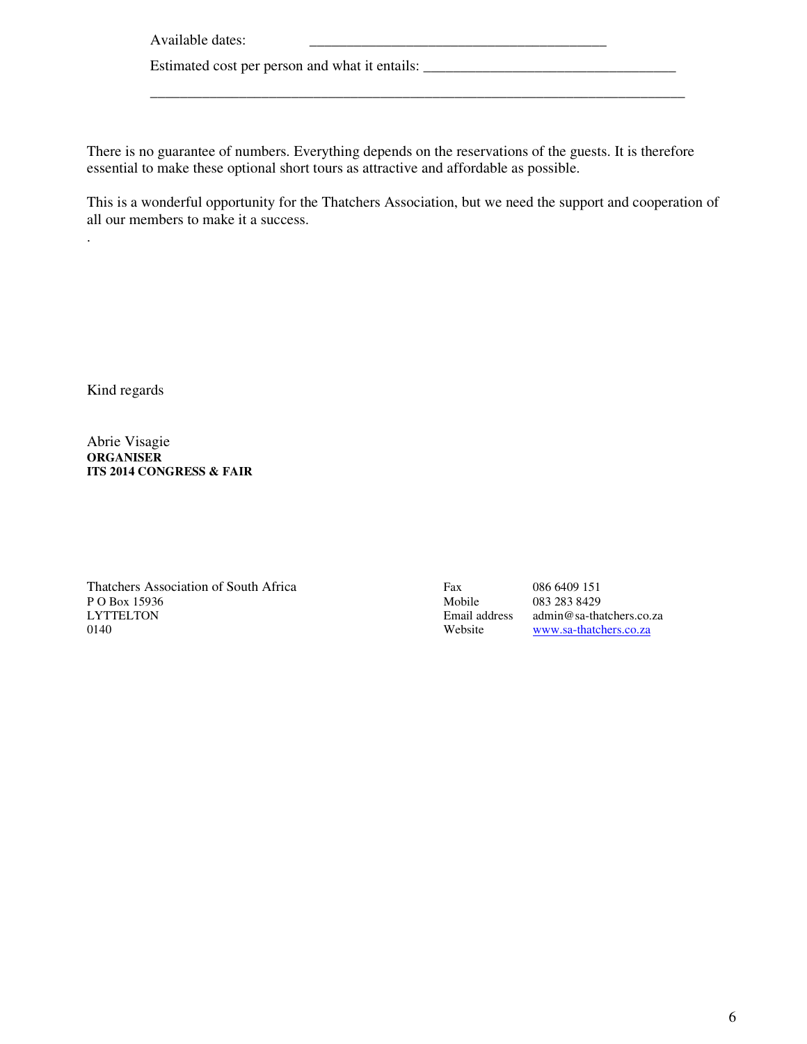Available dates: ________________________________________

Estimated cost per person and what it entails: __________________________________

________________________________________________________________________

There is no guarantee of numbers. Everything depends on the reservations of the guests. It is therefore essential to make these optional short tours as attractive and affordable as possible.

This is a wonderful opportunity for the Thatchers Association, but we need the support and cooperation of all our members to make it a success.

.

Kind regards

Abrie Visagie
**ORGANISER**
**ITS 2014 CONGRESS & FAIR**

Thatchers Association of South Africa
P O Box 15936
LYTTELTON
0140

| | |
|---|---|
| Fax | 086 6409 151 |
| Mobile | 083 283 8429 |
| Email address | admin@sa-thatchers.co.za |
| Website | www.sa-thatchers.co.za |